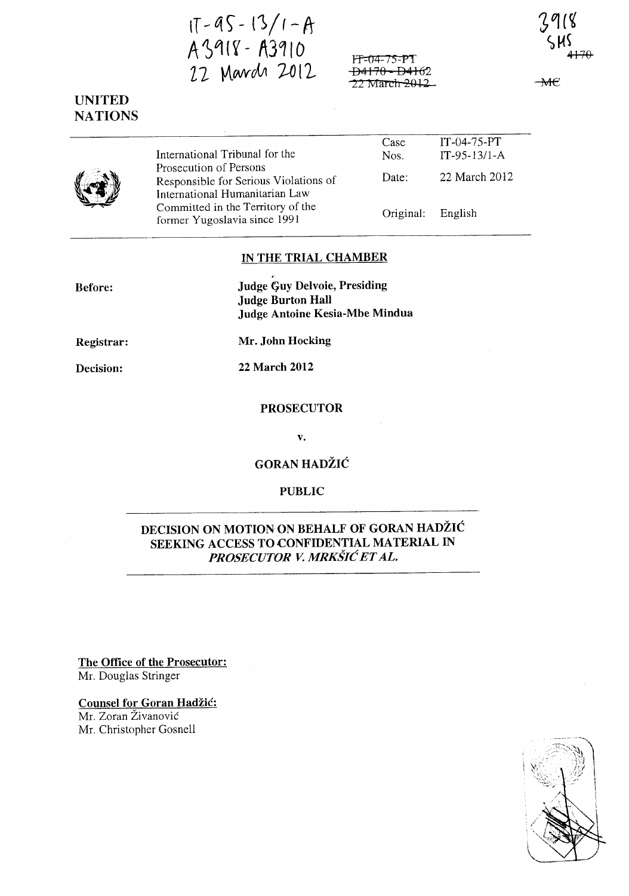IT-95-13/1-A
A3918 - A3910
22 March 2012

~~IT-04-75-PT~~
~~D4170 - D4162~~
~~22 March 2012~~

3918
SMS
~~4170~~
~~MC~~

**UNITED NATIONS**

| | | |
|---|---|---|
| International Tribunal for the Prosecution of Persons Responsible for Serious Violations of International Humanitarian Law Committed in the Territory of the former Yugoslavia since 1991 | Case Nos. | IT-04-75-PT<br>IT-95-13/1-A |
| | Date: | 22 March 2012 |
| | Original: | English |

## IN THE TRIAL CHAMBER

**Before:** **Judge Guy Delvoie, Presiding**
**Judge Burton Hall**
**Judge Antoine Kesia-Mbe Mindua**

**Registrar:** **Mr. John Hocking**

**Decision:** **22 March 2012**

**PROSECUTOR**

**v.**

**GORAN HADŽIĆ**

**PUBLIC**

## DECISION ON MOTION ON BEHALF OF GORAN HADŽIĆ SEEKING ACCESS TO CONFIDENTIAL MATERIAL IN *PROSECUTOR V. MRKŠIĆ ET AL.*

**The Office of the Prosecutor:**
Mr. Douglas Stringer

**Counsel for Goran Hadžić:**
Mr. Zoran Živanović
Mr. Christopher Gosnell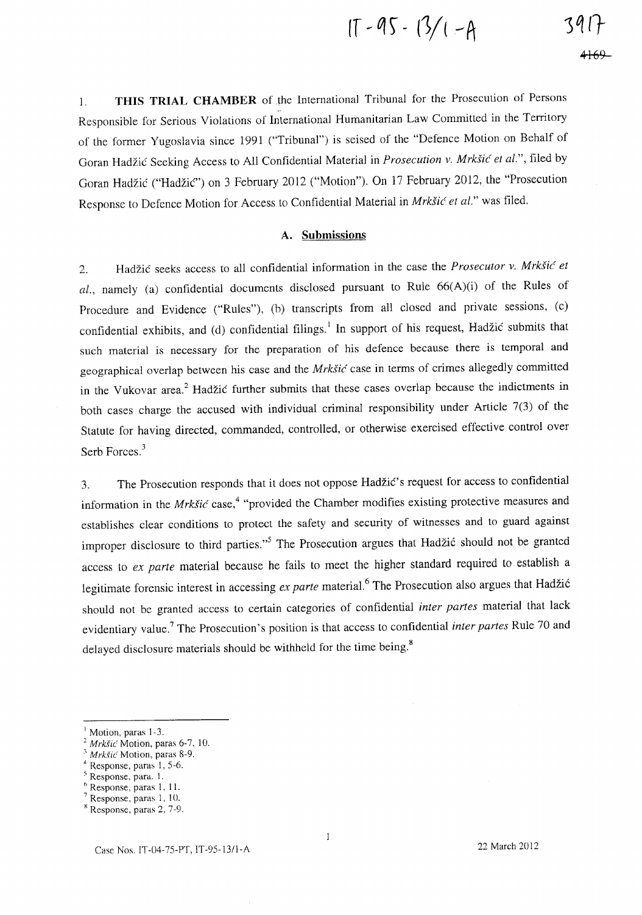1. **THIS TRIAL CHAMBER** of the International Tribunal for the Prosecution of Persons Responsible for Serious Violations of International Humanitarian Law Committed in the Territory of the former Yugoslavia since 1991 ("Tribunal") is seised of the "Defence Motion on Behalf of Goran Hadžić Seeking Access to All Confidential Material in *Prosecution v. Mrkšić et al.*", filed by Goran Hadžić ("Hadžić") on 3 February 2012 ("Motion"). On 17 February 2012, the "Prosecution Response to Defence Motion for Access to Confidential Material in *Mrkšić et al.*" was filed.

### A. Submissions

2. Hadžić seeks access to all confidential information in the case the *Prosecutor v. Mrkšić et al.*, namely (a) confidential documents disclosed pursuant to Rule 66(A)(i) of the Rules of Procedure and Evidence ("Rules"), (b) transcripts from all closed and private sessions, (c) confidential exhibits, and (d) confidential filings.[1] In support of his request, Hadžić submits that such material is necessary for the preparation of his defence because there is temporal and geographical overlap between his case and the *Mrkšić* case in terms of crimes allegedly committed in the Vukovar area.[2] Hadžić further submits that these cases overlap because the indictments in both cases charge the accused with individual criminal responsibility under Article 7(3) of the Statute for having directed, commanded, controlled, or otherwise exercised effective control over Serb Forces.[3]

3. The Prosecution responds that it does not oppose Hadžić's request for access to confidential information in the *Mrkšić* case,[4] "provided the Chamber modifies existing protective measures and establishes clear conditions to protect the safety and security of witnesses and to guard against improper disclosure to third parties."[5] The Prosecution argues that Hadžić should not be granted access to *ex parte* material because he fails to meet the higher standard required to establish a legitimate forensic interest in accessing *ex parte* material.[6] The Prosecution also argues that Hadžić should not be granted access to certain categories of confidential *inter partes* material that lack evidentiary value.[7] The Prosecution's position is that access to confidential *inter partes* Rule 70 and delayed disclosure materials should be withheld for the time being.[8]

---

[1] Motion, paras 1-3.

[2] *Mrkšić* Motion, paras 6-7, 10.

[3] *Mrkšić* Motion, paras 8-9.

[4] Response, paras 1, 5-6.

[5] Response, para. 1.

[6] Response, paras 1, 11.

[7] Response, paras 1, 10.

[8] Response, paras 2, 7-9.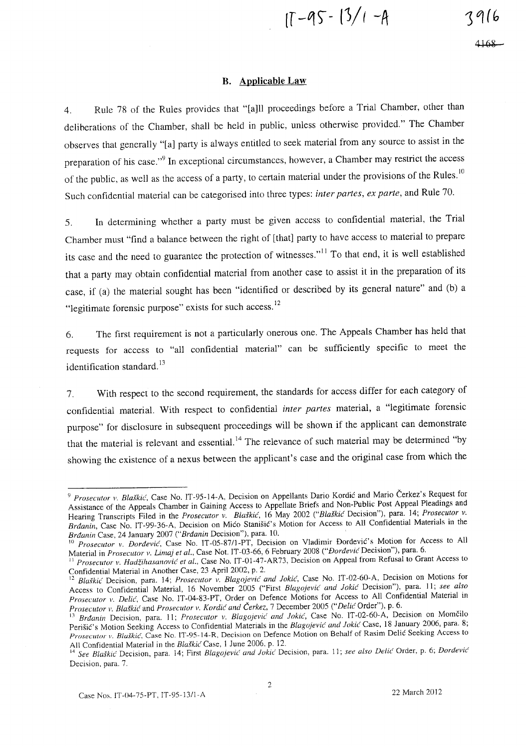## B. Applicable Law

4. Rule 78 of the Rules provides that "[a]ll proceedings before a Trial Chamber, other than deliberations of the Chamber, shall be held in public, unless otherwise provided." The Chamber observes that generally "[a] party is always entitled to seek material from any source to assist in the preparation of his case."[9] In exceptional circumstances, however, a Chamber may restrict the access of the public, as well as the access of a party, to certain material under the provisions of the Rules.[10] Such confidential material can be categorised into three types: *inter partes*, *ex parte*, and Rule 70.

5. In determining whether a party must be given access to confidential material, the Trial Chamber must "find a balance between the right of [that] party to have access to material to prepare its case and the need to guarantee the protection of witnesses."[11] To that end, it is well established that a party may obtain confidential material from another case to assist it in the preparation of its case, if (a) the material sought has been "identified or described by its general nature" and (b) a "legitimate forensic purpose" exists for such access.[12]

6. The first requirement is not a particularly onerous one. The Appeals Chamber has held that requests for access to "all confidential material" can be sufficiently specific to meet the identification standard.[13]

7. With respect to the second requirement, the standards for access differ for each category of confidential material. With respect to confidential *inter partes* material, a "legitimate forensic purpose" for disclosure in subsequent proceedings will be shown if the applicant can demonstrate that the material is relevant and essential.[14] The relevance of such material may be determined "by showing the existence of a nexus between the applicant's case and the original case from which the

---

[9] *Prosecutor v. Blaškić*, Case No. IT-95-14-A, Decision on Appellants Dario Kordić and Mario Čerkez's Request for Assistance of the Appeals Chamber in Gaining Access to Appellate Briefs and Non-Public Post Appeal Pleadings and Hearing Transcripts Filed in the *Prosecutor v. Blaškić*, 16 May 2002 ("*Blaškić* Decision"), para. 14; *Prosecutor v. Brđanin*, Case No. IT-99-36-A, Decision on Mićo Stanišić's Motion for Access to All Confidential Materials in the *Brđanin* Case, 24 January 2007 ("*Brđanin* Decision"), para. 10.

[10] *Prosecutor v. Đorđević*, Case No. IT-05-87/1-PT, Decision on Vladimir Đorđević's Motion for Access to All Material in *Prosecutor v. Limaj et al.*, Case Not. IT-03-66, 6 February 2008 ("*Đorđević* Decision"), para. 6.

[11] *Prosecutor v. Hadžihasanović et al.*, Case No. IT-01-47-AR73, Decision on Appeal from Refusal to Grant Access to Confidential Material in Another Case, 23 April 2002, p. 2.

[12] *Blaškić* Decision, para. 14; *Prosecutor v. Blagojević and Jokić*, Case No. IT-02-60-A, Decision on Motions for Access to Confidential Material, 16 November 2005 ("First *Blagojević and Jokić* Decision"), para. 11; *see also Prosecutor v. Delić*, Case No. IT-04-83-PT, Order on Defence Motions for Access to All Confidential Material in *Prosecutor v. Blaškić* and *Prosecutor v. Kordić and Čerkez*, 7 December 2005 ("*Delić* Order"), p. 6.

[13] *Brđanin* Decision, para. 11; *Prosecutor v. Blagojević and Jokić*, Case No. IT-02-60-A, Decision on Momčilo Perišić's Motion Seeking Access to Confidential Materials in the *Blagojević and Jokić* Case, 18 January 2006, para. 8; *Prosecutor v. Blaškić*, Case No. IT-95-14-R, Decision on Defence Motion on Behalf of Rasim Delić Seeking Access to All Confidential Material in the *Blaškić* Case, 1 June 2006, p. 12.

[14] *See Blaškić* Decision, para. 14; First *Blagojević and Jokić* Decision, para. 11; *see also Delić* Order, p. 6; *Đorđević* Decision, para. 7.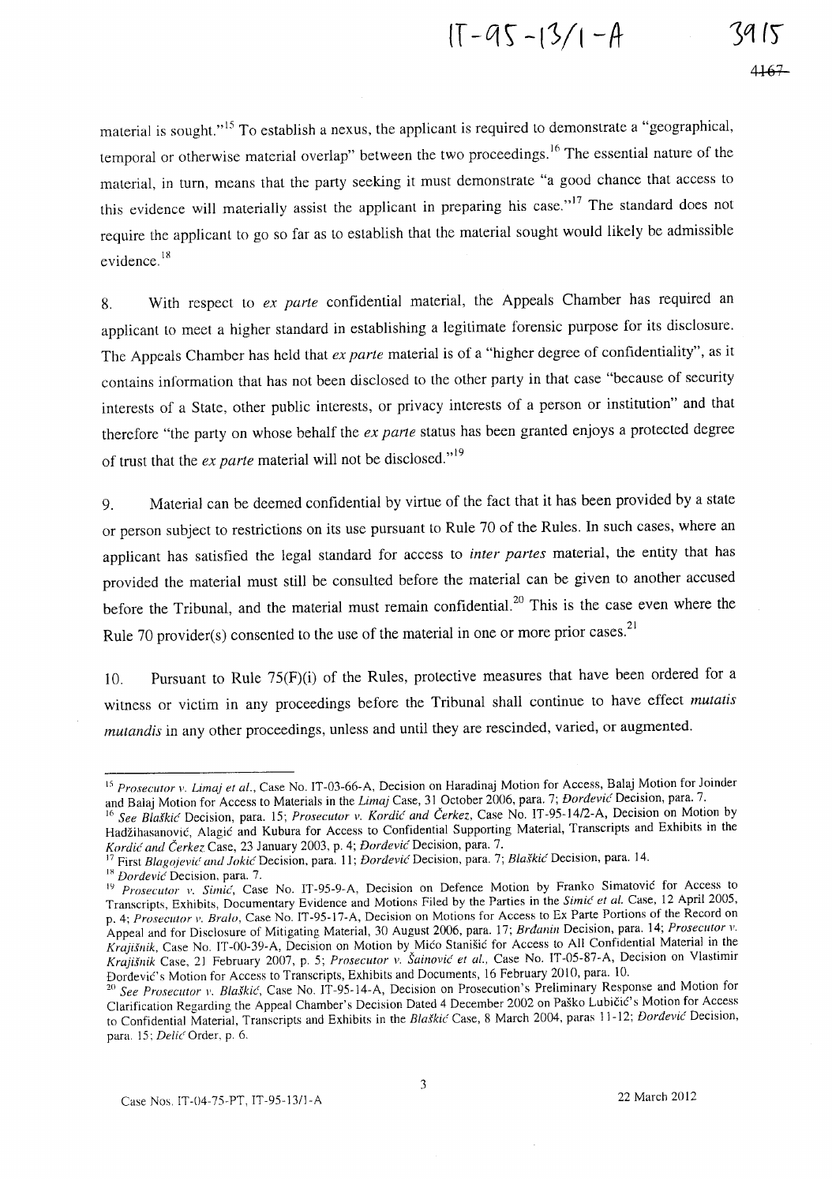material is sought."[15] To establish a nexus, the applicant is required to demonstrate a "geographical, temporal or otherwise material overlap" between the two proceedings.[16] The essential nature of the material, in turn, means that the party seeking it must demonstrate "a good chance that access to this evidence will materially assist the applicant in preparing his case."[17] The standard does not require the applicant to go so far as to establish that the material sought would likely be admissible evidence.[18]

8. With respect to *ex parte* confidential material, the Appeals Chamber has required an applicant to meet a higher standard in establishing a legitimate forensic purpose for its disclosure. The Appeals Chamber has held that *ex parte* material is of a "higher degree of confidentiality", as it contains information that has not been disclosed to the other party in that case "because of security interests of a State, other public interests, or privacy interests of a person or institution" and that therefore "the party on whose behalf the *ex parte* status has been granted enjoys a protected degree of trust that the *ex parte* material will not be disclosed."[19]

9. Material can be deemed confidential by virtue of the fact that it has been provided by a state or person subject to restrictions on its use pursuant to Rule 70 of the Rules. In such cases, where an applicant has satisfied the legal standard for access to *inter partes* material, the entity that has provided the material must still be consulted before the material can be given to another accused before the Tribunal, and the material must remain confidential.[20] This is the case even where the Rule 70 provider(s) consented to the use of the material in one or more prior cases.[21]

10. Pursuant to Rule 75(F)(i) of the Rules, protective measures that have been ordered for a witness or victim in any proceedings before the Tribunal shall continue to have effect *mutatis mutandis* in any other proceedings, unless and until they are rescinded, varied, or augmented.

---

[15] *Prosecutor v. Limaj et al.*, Case No. IT-03-66-A, Decision on Haradinaj Motion for Access, Balaj Motion for Joinder and Balaj Motion for Access to Materials in the *Limaj* Case, 31 October 2006, para. 7; *Đorđević* Decision, para. 7.

[16] *See Blaškić* Decision, para. 15; *Prosecutor v. Kordić and Čerkez*, Case No. IT-95-14/2-A, Decision on Motion by Hadžihasanović, Alagić and Kubura for Access to Confidential Supporting Material, Transcripts and Exhibits in the *Kordić and Čerkez* Case, 23 January 2003, p. 4; *Đorđević* Decision, para. 7.

[17] First *Blagojević and Jokić* Decision, para. 11; *Đorđević* Decision, para. 7; *Blaškić* Decision, para. 14.

[18] *Đorđević* Decision, para. 7.

[19] *Prosecutor v. Simić*, Case No. IT-95-9-A, Decision on Defence Motion by Franko Simatović for Access to Transcripts, Exhibits, Documentary Evidence and Motions Filed by the Parties in the *Simić et al.* Case, 12 April 2005, p. 4; *Prosecutor v. Bralo*, Case No. IT-95-17-A, Decision on Motions for Access to Ex Parte Portions of the Record on Appeal and for Disclosure of Mitigating Material, 30 August 2006, para. 17; *Brđanin* Decision, para. 14; *Prosecutor v. Krajišnik*, Case No. IT-00-39-A, Decision on Motion by Mićo Stanišić for Access to All Confidential Material in the *Krajišnik* Case, 21 February 2007, p. 5; *Prosecutor v. Šainović et al.*, Case No. IT-05-87-A, Decision on Vlastimir Đorđević's Motion for Access to Transcripts, Exhibits and Documents, 16 February 2010, para. 10.

[20] *See Prosecutor v. Blaškić*, Case No. IT-95-14-A, Decision on Prosecution's Preliminary Response and Motion for Clarification Regarding the Appeal Chamber's Decision Dated 4 December 2002 on Paško Ljubičić's Motion for Access to Confidential Material, Transcripts and Exhibits in the *Blaškić* Case, 8 March 2004, paras 11-12; *Đorđević* Decision, para. 15; *Delić* Order, p. 6.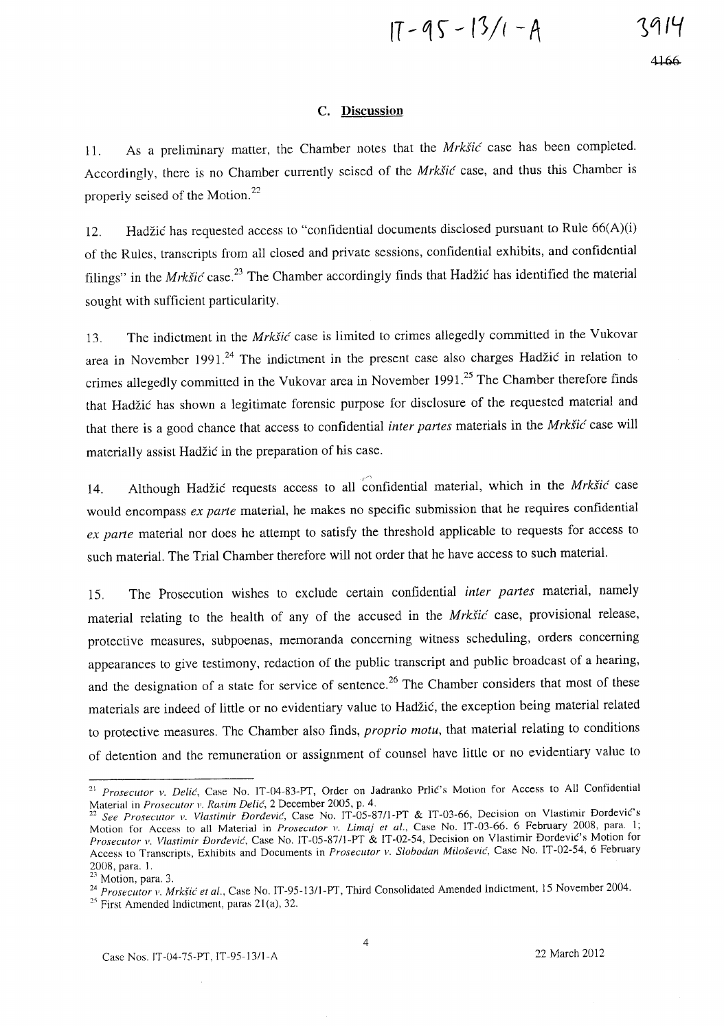### C. Discussion

11. As a preliminary matter, the Chamber notes that the *Mrkšić* case has been completed. Accordingly, there is no Chamber currently seised of the *Mrkšić* case, and thus this Chamber is properly seised of the Motion.[22]

12. Hadžić has requested access to "confidential documents disclosed pursuant to Rule 66(A)(i) of the Rules, transcripts from all closed and private sessions, confidential exhibits, and confidential filings" in the *Mrkšić* case.[23] The Chamber accordingly finds that Hadžić has identified the material sought with sufficient particularity.

13. The indictment in the *Mrkšić* case is limited to crimes allegedly committed in the Vukovar area in November 1991.[24] The indictment in the present case also charges Hadžić in relation to crimes allegedly committed in the Vukovar area in November 1991.[25] The Chamber therefore finds that Hadžić has shown a legitimate forensic purpose for disclosure of the requested material and that there is a good chance that access to confidential *inter partes* materials in the *Mrkšić* case will materially assist Hadžić in the preparation of his case.

14. Although Hadžić requests access to all confidential material, which in the *Mrkšić* case would encompass *ex parte* material, he makes no specific submission that he requires confidential *ex parte* material nor does he attempt to satisfy the threshold applicable to requests for access to such material. The Trial Chamber therefore will not order that he have access to such material.

15. The Prosecution wishes to exclude certain confidential *inter partes* material, namely material relating to the health of any of the accused in the *Mrkšić* case, provisional release, protective measures, subpoenas, memoranda concerning witness scheduling, orders concerning appearances to give testimony, redaction of the public transcript and public broadcast of a hearing, and the designation of a state for service of sentence.[26] The Chamber considers that most of these materials are indeed of little or no evidentiary value to Hadžić, the exception being material related to protective measures. The Chamber also finds, *proprio motu*, that material relating to conditions of detention and the remuneration or assignment of counsel have little or no evidentiary value to

---

[21] *Prosecutor v. Delić*, Case No. IT-04-83-PT, Order on Jadranko Prlić's Motion for Access to All Confidential Material in *Prosecutor v. Rasim Delić*, 2 December 2005, p. 4.

[22] *See Prosecutor v. Vlastimir Đorđević*, Case No. IT-05-87/1-PT & IT-03-66, Decision on Vlastimir Đorđević's Motion for Access to all Material in *Prosecutor v. Limaj et al.*, Case No. IT-03-66. 6 February 2008, para. 1; *Prosecutor v. Vlastimir Đorđević*, Case No. IT-05-87/1-PT & IT-02-54, Decision on Vlastimir Đorđević's Motion for Access to Transcripts, Exhibits and Documents in *Prosecutor v. Slobodan Milošević*, Case No. IT-02-54, 6 February 2008, para. 1.

[23] Motion, para. 3.

[24] *Prosecutor v. Mrkšić et al.*, Case No. IT-95-13/1-PT, Third Consolidated Amended Indictment, 15 November 2004.

[25] First Amended Indictment, paras 21(a), 32.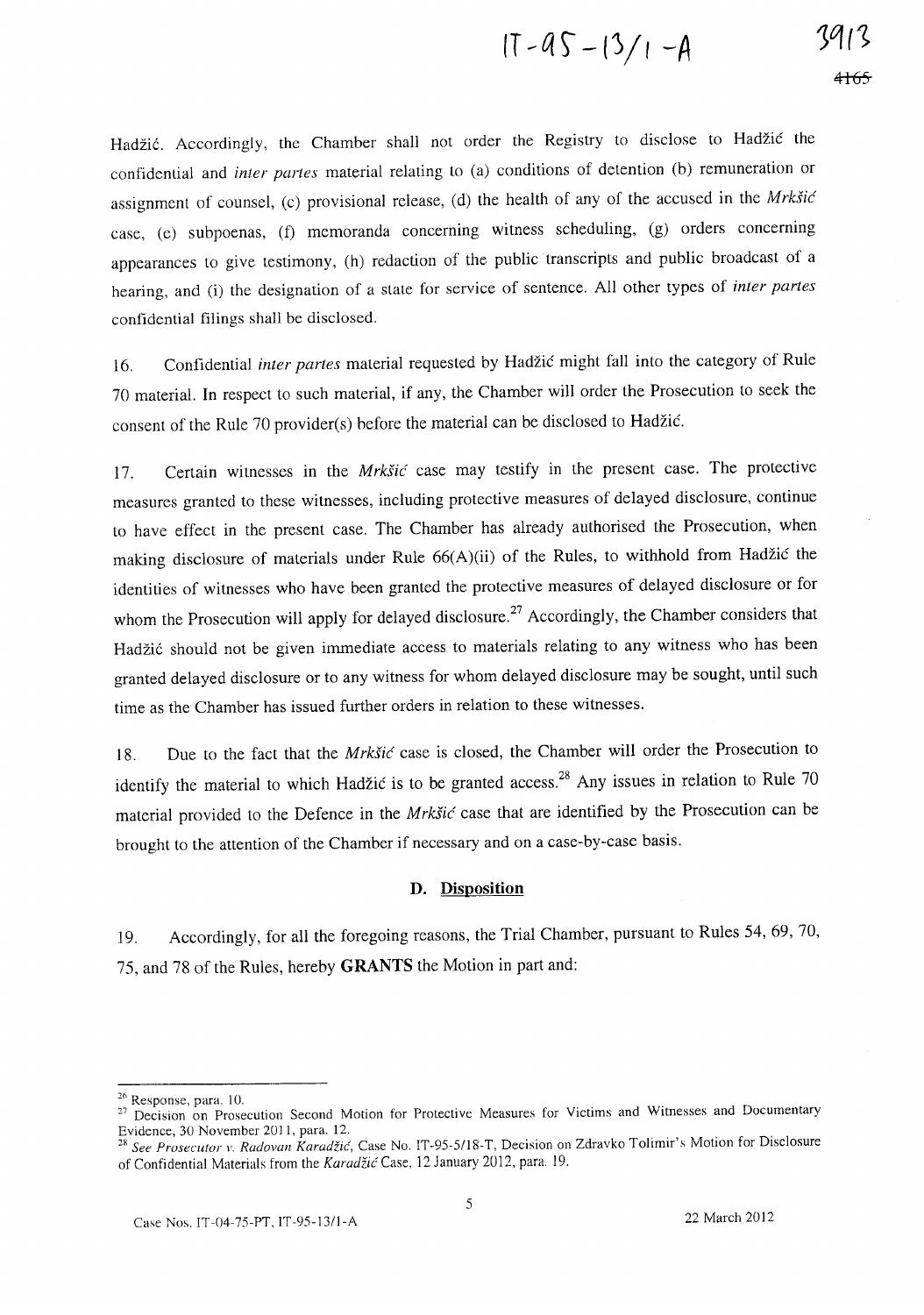Hadžić. Accordingly, the Chamber shall not order the Registry to disclose to Hadžić the confidential and *inter partes* material relating to (a) conditions of detention (b) remuneration or assignment of counsel, (c) provisional release, (d) the health of any of the accused in the *Mrkšić* case, (e) subpoenas, (f) memoranda concerning witness scheduling, (g) orders concerning appearances to give testimony, (h) redaction of the public transcripts and public broadcast of a hearing, and (i) the designation of a state for service of sentence. All other types of *inter partes* confidential filings shall be disclosed.

16. Confidential *inter partes* material requested by Hadžić might fall into the category of Rule 70 material. In respect to such material, if any, the Chamber will order the Prosecution to seek the consent of the Rule 70 provider(s) before the material can be disclosed to Hadžić.

17. Certain witnesses in the *Mrkšić* case may testify in the present case. The protective measures granted to these witnesses, including protective measures of delayed disclosure, continue to have effect in the present case. The Chamber has already authorised the Prosecution, when making disclosure of materials under Rule 66(A)(ii) of the Rules, to withhold from Hadžić the identities of witnesses who have been granted the protective measures of delayed disclosure or for whom the Prosecution will apply for delayed disclosure.[27] Accordingly, the Chamber considers that Hadžić should not be given immediate access to materials relating to any witness who has been granted delayed disclosure or to any witness for whom delayed disclosure may be sought, until such time as the Chamber has issued further orders in relation to these witnesses.

18. Due to the fact that the *Mrkšić* case is closed, the Chamber will order the Prosecution to identify the material to which Hadžić is to be granted access.[28] Any issues in relation to Rule 70 material provided to the Defence in the *Mrkšić* case that are identified by the Prosecution can be brought to the attention of the Chamber if necessary and on a case-by-case basis.

### D. Disposition

19. Accordingly, for all the foregoing reasons, the Trial Chamber, pursuant to Rules 54, 69, 70, 75, and 78 of the Rules, hereby **GRANTS** the Motion in part and:

---

[26] Response, para. 10.

[27] Decision on Prosecution Second Motion for Protective Measures for Victims and Witnesses and Documentary Evidence, 30 November 2011, para. 12.

[28] *See Prosecutor v. Radovan Karadžić*, Case No. IT-95-5/18-T, Decision on Zdravko Tolimir's Motion for Disclosure of Confidential Materials from the *Karadžić* Case, 12 January 2012, para. 19.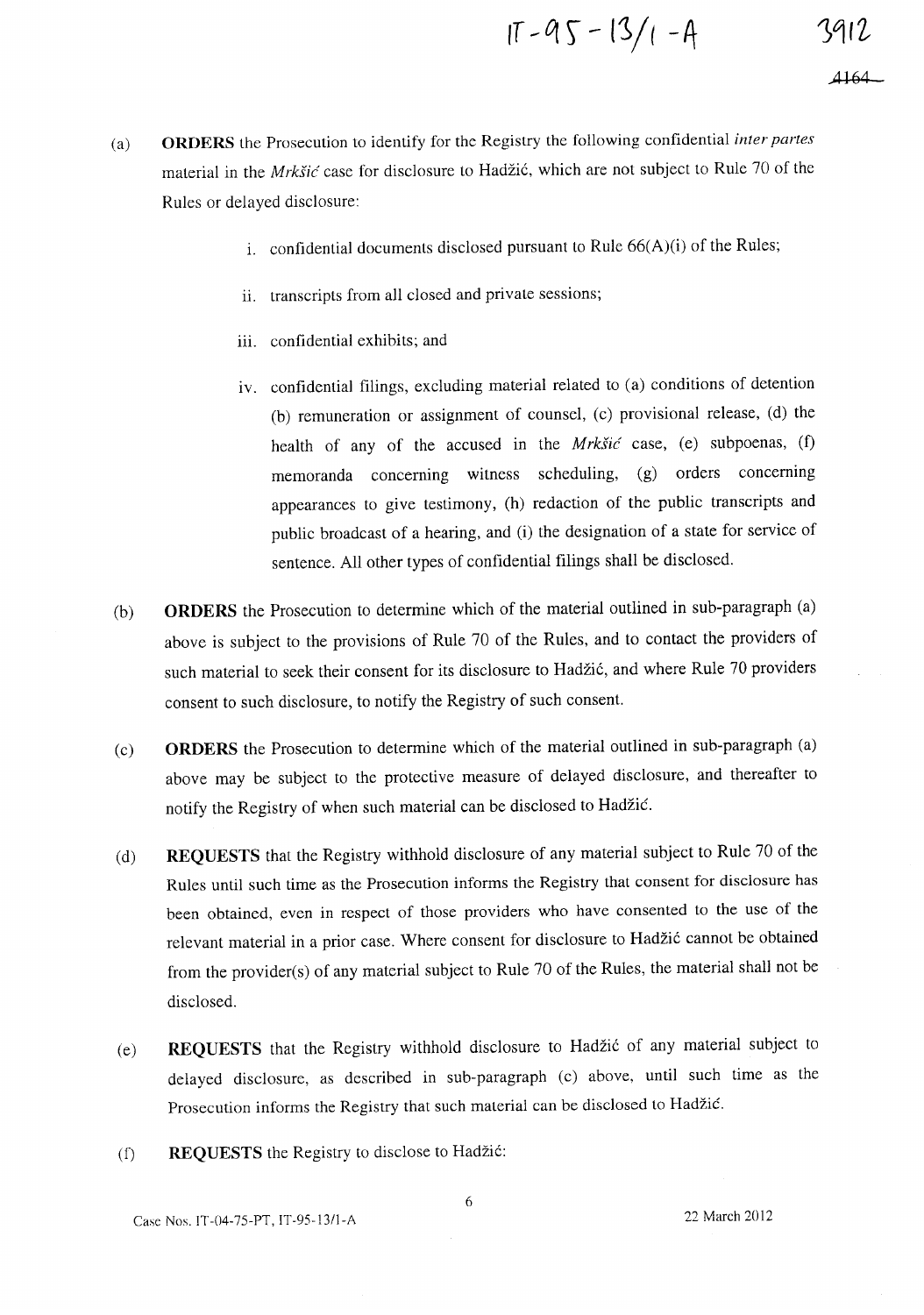(a) **ORDERS** the Prosecution to identify for the Registry the following confidential *inter partes* material in the *Mrkšić* case for disclosure to Hadžić, which are not subject to Rule 70 of the Rules or delayed disclosure:

   i. confidential documents disclosed pursuant to Rule 66(A)(i) of the Rules;

   ii. transcripts from all closed and private sessions;

   iii. confidential exhibits; and

   iv. confidential filings, excluding material related to (a) conditions of detention (b) remuneration or assignment of counsel, (c) provisional release, (d) the health of any of the accused in the *Mrkšić* case, (e) subpoenas, (f) memoranda concerning witness scheduling, (g) orders concerning appearances to give testimony, (h) redaction of the public transcripts and public broadcast of a hearing, and (i) the designation of a state for service of sentence. All other types of confidential filings shall be disclosed.

(b) **ORDERS** the Prosecution to determine which of the material outlined in sub-paragraph (a) above is subject to the provisions of Rule 70 of the Rules, and to contact the providers of such material to seek their consent for its disclosure to Hadžić, and where Rule 70 providers consent to such disclosure, to notify the Registry of such consent.

(c) **ORDERS** the Prosecution to determine which of the material outlined in sub-paragraph (a) above may be subject to the protective measure of delayed disclosure, and thereafter to notify the Registry of when such material can be disclosed to Hadžić.

(d) **REQUESTS** that the Registry withhold disclosure of any material subject to Rule 70 of the Rules until such time as the Prosecution informs the Registry that consent for disclosure has been obtained, even in respect of those providers who have consented to the use of the relevant material in a prior case. Where consent for disclosure to Hadžić cannot be obtained from the provider(s) of any material subject to Rule 70 of the Rules, the material shall not be disclosed.

(e) **REQUESTS** that the Registry withhold disclosure to Hadžić of any material subject to delayed disclosure, as described in sub-paragraph (c) above, until such time as the Prosecution informs the Registry that such material can be disclosed to Hadžić.

(f) **REQUESTS** the Registry to disclose to Hadžić: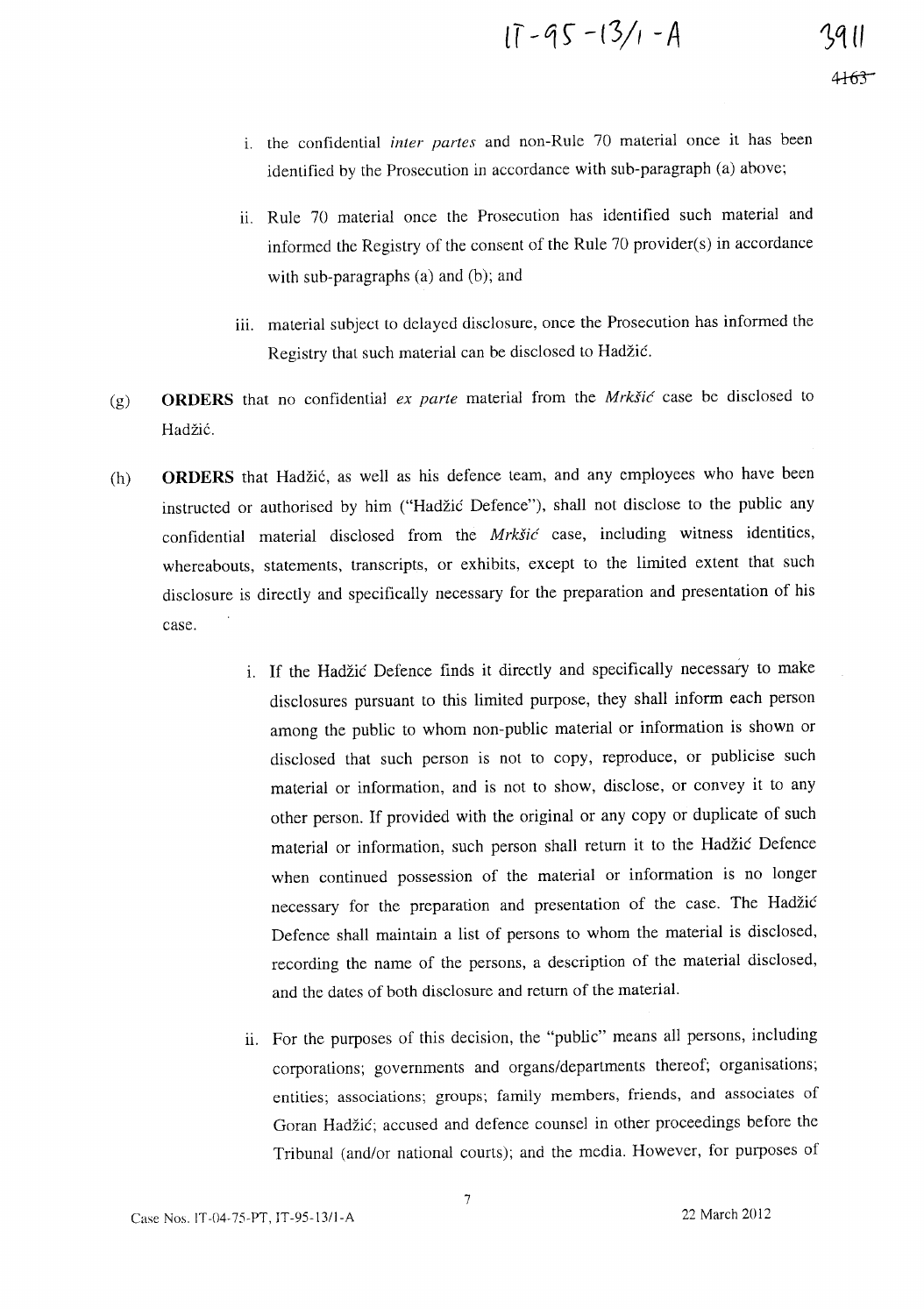i. the confidential *inter partes* and non-Rule 70 material once it has been identified by the Prosecution in accordance with sub-paragraph (a) above;

ii. Rule 70 material once the Prosecution has identified such material and informed the Registry of the consent of the Rule 70 provider(s) in accordance with sub-paragraphs (a) and (b); and

iii. material subject to delayed disclosure, once the Prosecution has informed the Registry that such material can be disclosed to Hadžić.

(g) **ORDERS** that no confidential *ex parte* material from the *Mrkšić* case be disclosed to Hadžić.

(h) **ORDERS** that Hadžić, as well as his defence team, and any employees who have been instructed or authorised by him ("Hadžić Defence"), shall not disclose to the public any confidential material disclosed from the *Mrkšić* case, including witness identities, whereabouts, statements, transcripts, or exhibits, except to the limited extent that such disclosure is directly and specifically necessary for the preparation and presentation of his case.

i. If the Hadžić Defence finds it directly and specifically necessary to make disclosures pursuant to this limited purpose, they shall inform each person among the public to whom non-public material or information is shown or disclosed that such person is not to copy, reproduce, or publicise such material or information, and is not to show, disclose, or convey it to any other person. If provided with the original or any copy or duplicate of such material or information, such person shall return it to the Hadžić Defence when continued possession of the material or information is no longer necessary for the preparation and presentation of the case. The Hadžić Defence shall maintain a list of persons to whom the material is disclosed, recording the name of the persons, a description of the material disclosed, and the dates of both disclosure and return of the material.

ii. For the purposes of this decision, the "public" means all persons, including corporations; governments and organs/departments thereof; organisations; entities; associations; groups; family members, friends, and associates of Goran Hadžić; accused and defence counsel in other proceedings before the Tribunal (and/or national courts); and the media. However, for purposes of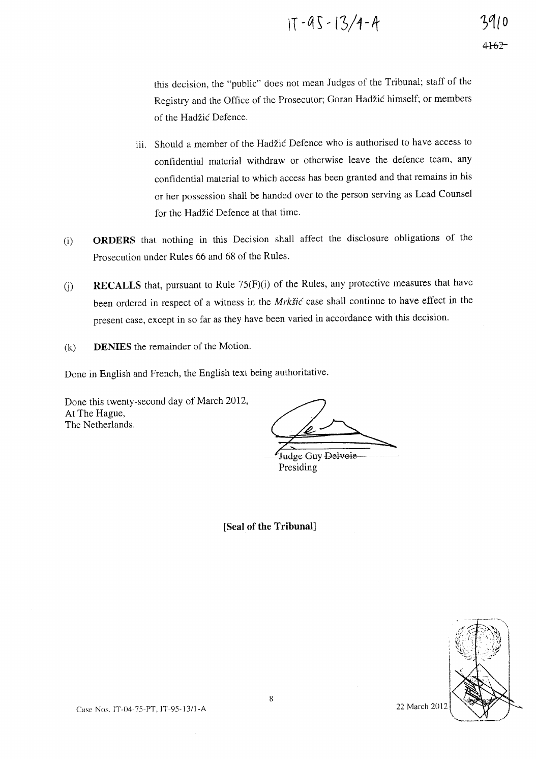this decision, the "public" does not mean Judges of the Tribunal; staff of the Registry and the Office of the Prosecutor; Goran Hadžić himself; or members of the Hadžić Defence.

iii. Should a member of the Hadžić Defence who is authorised to have access to confidential material withdraw or otherwise leave the defence team, any confidential material to which access has been granted and that remains in his or her possession shall be handed over to the person serving as Lead Counsel for the Hadžić Defence at that time.

(i) **ORDERS** that nothing in this Decision shall affect the disclosure obligations of the Prosecution under Rules 66 and 68 of the Rules.

(j) **RECALLS** that, pursuant to Rule 75(F)(i) of the Rules, any protective measures that have been ordered in respect of a witness in the *Mrkšić* case shall continue to have effect in the present case, except in so far as they have been varied in accordance with this decision.

(k) **DENIES** the remainder of the Motion.

Done in English and French, the English text being authoritative.

Done this twenty-second day of March 2012,
At The Hague,
The Netherlands.

Judge Guy Delvoie
Presiding

**[Seal of the Tribunal]**

Case Nos. IT-04-75-PT, IT-95-13/1-A

22 March 2012